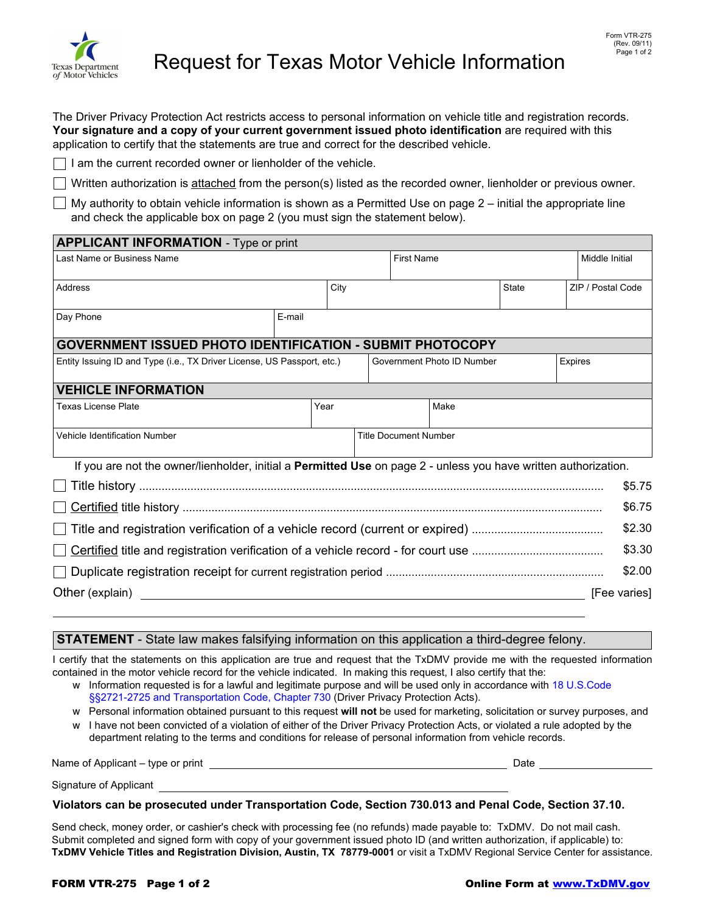Texas Department of Motor Vehicles

Form VTR-275
(Rev. 09/11)

# Request for Texas Motor Vehicle Information

The Driver Privacy Protection Act restricts access to personal information on vehicle title and registration records. **Your signature and a copy of your current government issued photo identification** are required with this application to certify that the statements are true and correct for the described vehicle.

☐ I am the current recorded owner or lienholder of the vehicle.

☐ Written authorization is attached from the person(s) listed as the recorded owner, lienholder or previous owner.

☐ My authority to obtain vehicle information is shown as a Permitted Use on page 2 – initial the appropriate line and check the applicable box on page 2 (you must sign the statement below).

## APPLICANT INFORMATION - Type or print

| Last Name or Business Name | First Name | Middle Initial |
|---|---|---|
| | | |

| Address | City | State | ZIP / Postal Code |
|---|---|---|---|
| | | | |

| Day Phone | E-mail |
|---|---|
| | |

## GOVERNMENT ISSUED PHOTO IDENTIFICATION - SUBMIT PHOTOCOPY

| Entity Issuing ID and Type (i.e., TX Driver License, US Passport, etc.) | Government Photo ID Number | Expires |
|---|---|---|
| | | |

## VEHICLE INFORMATION

| Texas License Plate | Year | Make |
|---|---|---|
| | | |

| Vehicle Identification Number | Title Document Number |
|---|---|
| | |

If you are not the owner/lienholder, initial a **Permitted Use** on page 2 - unless you have written authorization.

☐ Title history ........ $5.75

☐ Certified title history ........ $6.75

☐ Title and registration verification of a vehicle record (current or expired) ........ $2.30

☐ Certified title and registration verification of a vehicle record - for court use ........ $3.30

☐ Duplicate registration receipt for current registration period ........ $2.00

Other (explain) ______________________________ [Fee varies]

## STATEMENT - State law makes falsifying information on this application a third-degree felony.

I certify that the statements on this application are true and request that the TxDMV provide me with the requested information contained in the motor vehicle record for the vehicle indicated. In making this request, I also certify that the:

- Information requested is for a lawful and legitimate purpose and will be used only in accordance with 18 U.S.Code §§2721-2725 and Transportation Code, Chapter 730 (Driver Privacy Protection Acts).
- Personal information obtained pursuant to this request **will not** be used for marketing, solicitation or survey purposes, and
- I have not been convicted of a violation of either of the Driver Privacy Protection Acts, or violated a rule adopted by the department relating to the terms and conditions for release of personal information from vehicle records.

Name of Applicant – type or print ______________________________ Date ______________

Signature of Applicant ______________________________

**Violators can be prosecuted under Transportation Code, Section 730.013 and Penal Code, Section 37.10.**

Send check, money order, or cashier's check with processing fee (no refunds) made payable to: TxDMV. Do not mail cash. Submit completed and signed form with copy of your government issued photo ID (and written authorization, if applicable) to: **TxDMV Vehicle Titles and Registration Division, Austin, TX 78779-0001** or visit a TxDMV Regional Service Center for assistance.

**FORM VTR-275** **Online Form at www.TxDMV.gov**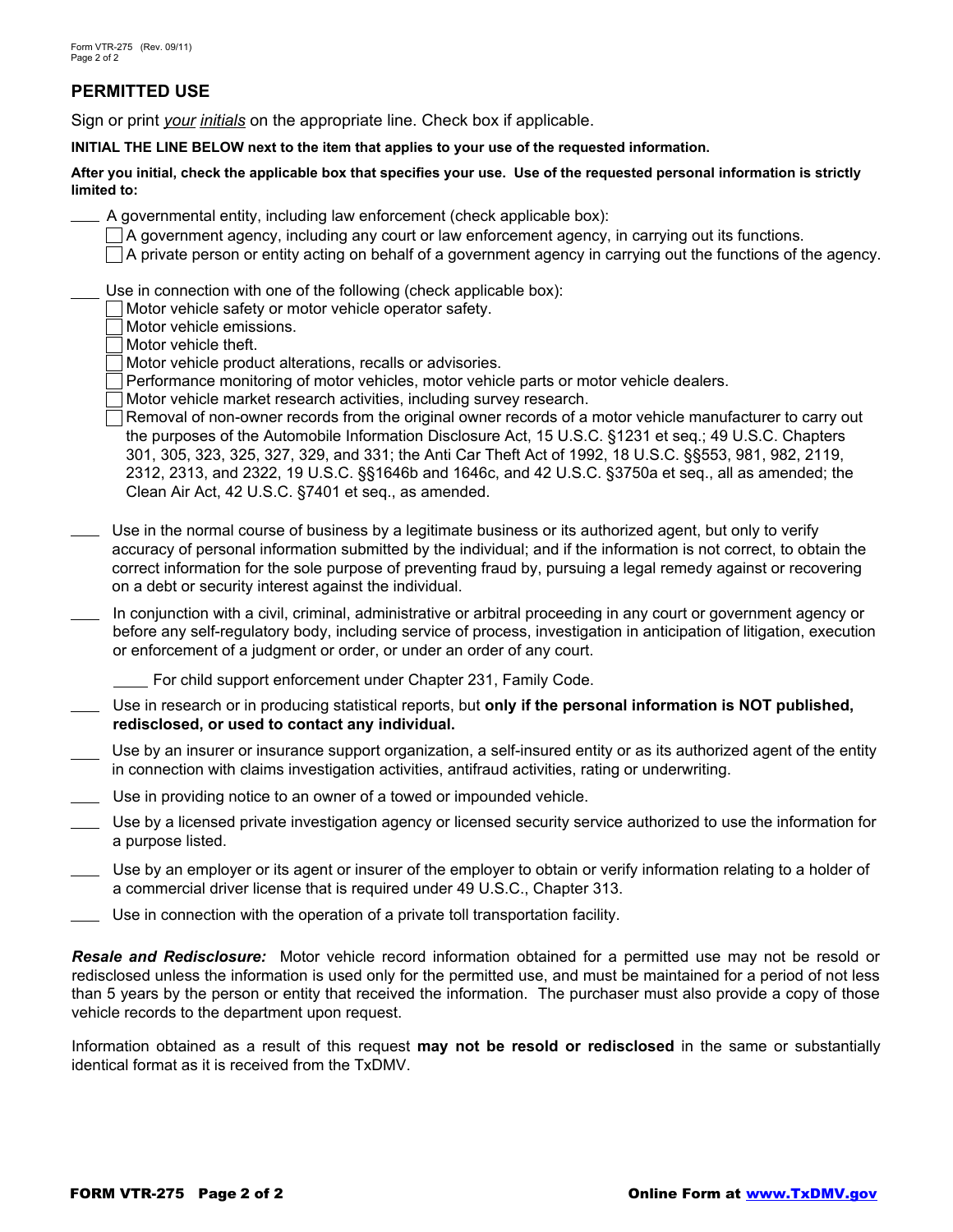## PERMITTED USE

Sign or print *your* *initials* on the appropriate line. Check box if applicable.

**INITIAL THE LINE BELOW next to the item that applies to your use of the requested information.**

**After you initial, check the applicable box that specifies your use. Use of the requested personal information is strictly limited to:**

____ A governmental entity, including law enforcement (check applicable box):

- ☐ A government agency, including any court or law enforcement agency, in carrying out its functions.
- ☐ A private person or entity acting on behalf of a government agency in carrying out the functions of the agency.

____ Use in connection with one of the following (check applicable box):

- ☐ Motor vehicle safety or motor vehicle operator safety.
- ☐ Motor vehicle emissions.
- ☐ Motor vehicle theft.
- ☐ Motor vehicle product alterations, recalls or advisories.
- ☐ Performance monitoring of motor vehicles, motor vehicle parts or motor vehicle dealers.
- ☐ Motor vehicle market research activities, including survey research.
- ☐ Removal of non-owner records from the original owner records of a motor vehicle manufacturer to carry out the purposes of the Automobile Information Disclosure Act, 15 U.S.C. §1231 et seq.; 49 U.S.C. Chapters 301, 305, 323, 325, 327, 329, and 331; the Anti Car Theft Act of 1992, 18 U.S.C. §§553, 981, 982, 2119, 2312, 2313, and 2322, 19 U.S.C. §§1646b and 1646c, and 42 U.S.C. §3750a et seq., all as amended; the Clean Air Act, 42 U.S.C. §7401 et seq., as amended.

____ Use in the normal course of business by a legitimate business or its authorized agent, but only to verify accuracy of personal information submitted by the individual; and if the information is not correct, to obtain the correct information for the sole purpose of preventing fraud by, pursuing a legal remedy against or recovering on a debt or security interest against the individual.

____ In conjunction with a civil, criminal, administrative or arbitral proceeding in any court or government agency or before any self-regulatory body, including service of process, investigation in anticipation of litigation, execution or enforcement of a judgment or order, or under an order of any court.

____ For child support enforcement under Chapter 231, Family Code.

____ Use in research or in producing statistical reports, but **only if the personal information is NOT published, redisclosed, or used to contact any individual.**

____ Use by an insurer or insurance support organization, a self-insured entity or as its authorized agent of the entity in connection with claims investigation activities, antifraud activities, rating or underwriting.

____ Use in providing notice to an owner of a towed or impounded vehicle.

____ Use by a licensed private investigation agency or licensed security service authorized to use the information for a purpose listed.

____ Use by an employer or its agent or insurer of the employer to obtain or verify information relating to a holder of a commercial driver license that is required under 49 U.S.C., Chapter 313.

____ Use in connection with the operation of a private toll transportation facility.

***Resale and Redisclosure:*** Motor vehicle record information obtained for a permitted use may not be resold or redisclosed unless the information is used only for the permitted use, and must be maintained for a period of not less than 5 years by the person or entity that received the information. The purchaser must also provide a copy of those vehicle records to the department upon request.

Information obtained as a result of this request **may not be resold or redisclosed** in the same or substantially identical format as it is received from the TxDMV.